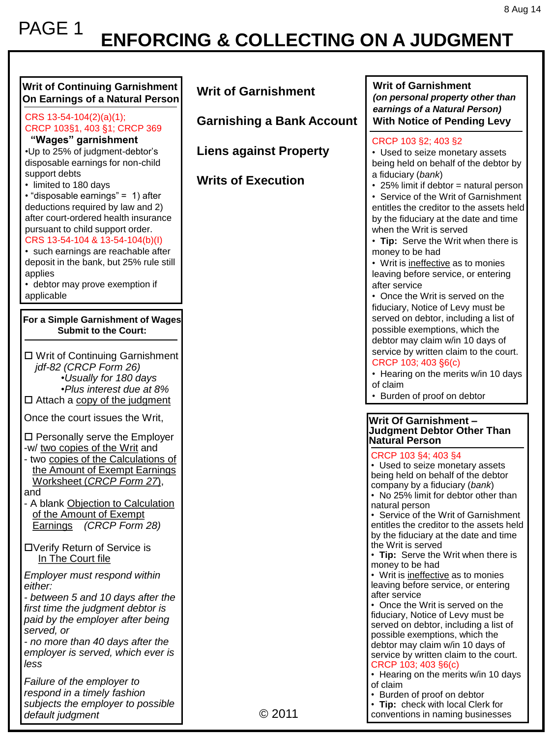# ENCORCING & COLLECTING ON A JUDGMENT

## Writ of Continuing Garnishment On Earnings of a Natural Person

CRS 13-54-104(2)(a)(1);
CRCP 103§1, 403 §1; CRCP 369

**"Wages" garnishment**

- Up to 25% of judgment-debtor's disposable earnings for non-child support debts
- limited to 180 days
- "disposable earnings" = 1) after deductions required by law and 2) after court-ordered health insurance pursuant to child support order.

CRS 13-54-104 & 13-54-104(b)(I)

- such earnings are reachable after deposit in the bank, but 25% rule still applies
- debtor may prove exemption if applicable

## For a Simple Garnishment of Wages Submit to the Court:

☐ Writ of Continuing Garnishment *jdf-82 (CRCP Form 26)*
- *Usually for 180 days*
- *Plus interest due at 8%*

☐ Attach a copy of the judgment

Once the court issues the Writ,

☐ Personally serve the Employer
- w/ two copies of the Writ and
- two copies of the Calculations of the Amount of Exempt Earnings Worksheet (*CRCP Form 27*), and
- A blank Objection to Calculation of the Amount of Exempt Earnings (*CRCP Form 28)*

☐ Verify Return of Service is In The Court file

*Employer must respond within either:*
*- between 5 and 10 days after the first time the judgment debtor is paid by the employer after being served, or*
*- no more than 40 days after the employer is served, which ever is less*

*Failure of the employer to respond in a timely fashion subjects the employer to possible default judgment*

## Writ of Garnishment

## Garnishing a Bank Account

## Liens against Property

## Writs of Execution

## Writ of Garnishment *(on personal property other than earnings of a Natural Person)* With Notice of Pending Levy

CRCP 103 §2; 403 §2

- Used to seize monetary assets being held on behalf of the debtor by a fiduciary (*bank*)
- 25% limit if debtor = natural person
- Service of the Writ of Garnishment entitles the creditor to the assets held by the fiduciary at the date and time when the Writ is served
- **Tip:** Serve the Writ when there is money to be had
- Writ is ineffective as to monies leaving before service, or entering after service
- Once the Writ is served on the fiduciary, Notice of Levy must be served on debtor, including a list of possible exemptions, which the debtor may claim w/in 10 days of service by written claim to the court. CRCP 103; 403 §6(c)
- Hearing on the merits w/in 10 days of claim
- Burden of proof on debtor

## Writ Of Garnishment – Judgment Debtor Other Than Natural Person

CRCP 103 §4; 403 §4

- Used to seize monetary assets being held on behalf of the debtor company by a fiduciary (*bank*)
- No 25% limit for debtor other than natural person
- Service of the Writ of Garnishment entitles the creditor to the assets held by the fiduciary at the date and time the Writ is served
- **Tip:** Serve the Writ when there is money to be had
- Writ is ineffective as to monies leaving before service, or entering after service
- Once the Writ is served on the fiduciary, Notice of Levy must be served on debtor, including a list of possible exemptions, which the debtor may claim w/in 10 days of service by written claim to the court. CRCP 103; 403 §6(c)
- Hearing on the merits w/in 10 days of claim
- Burden of proof on debtor
- **Tip:** check with local Clerk for conventions in naming businesses

© 2011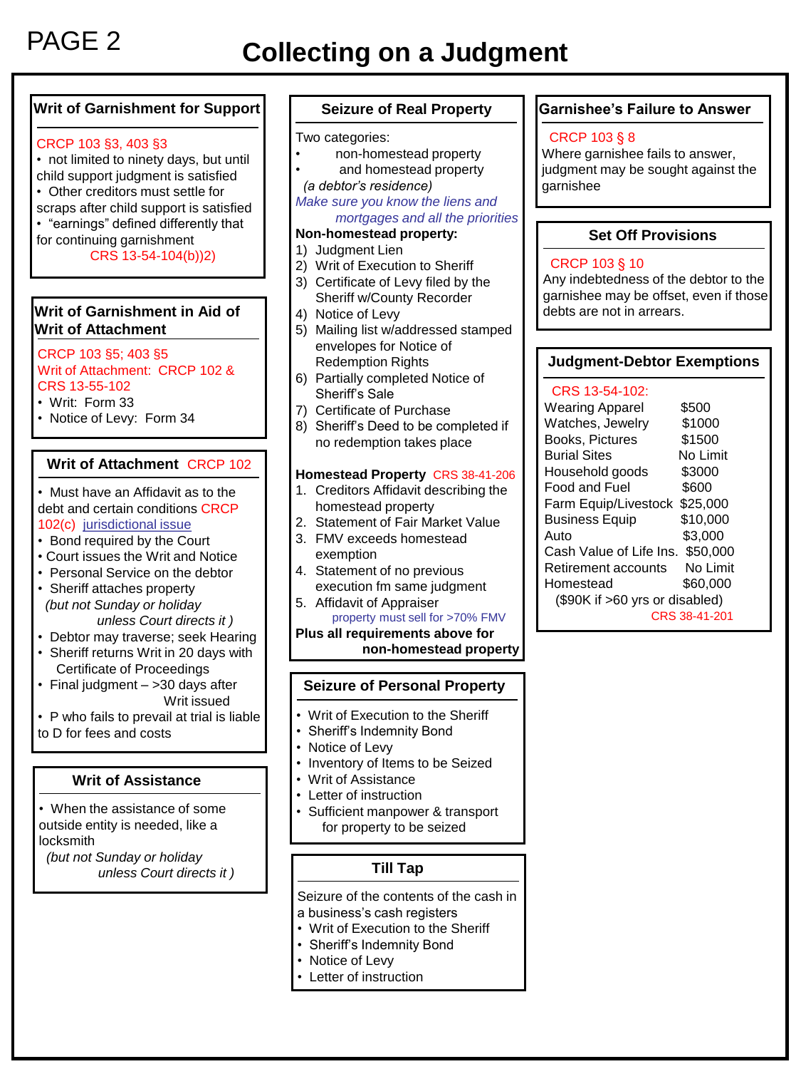# Collecting on a Judgment

## Writ of Garnishment for Support

CRCP 103 §3, 403 §3

- not limited to ninety days, but until child support judgment is satisfied
- Other creditors must settle for scraps after child support is satisfied
- "earnings" defined differently that for continuing garnishment

CRS 13-54-104(b))2)

## Writ of Garnishment in Aid of Writ of Attachment

CRCP 103 §5; 403 §5

Writ of Attachment: CRCP 102 & CRS 13-55-102

- Writ: Form 33
- Notice of Levy: Form 34

## Writ of Attachment CRCP 102

- Must have an Affidavit as to the debt and certain conditions CRCP 102(c) jurisdictional issue
- Bond required by the Court
- Court issues the Writ and Notice
- Personal Service on the debtor
- Sheriff attaches property
  *(but not Sunday or holiday unless Court directs it )*
- Debtor may traverse; seek Hearing
- Sheriff returns Writ in 20 days with Certificate of Proceedings
- Final judgment – >30 days after Writ issued
- P who fails to prevail at trial is liable to D for fees and costs

## Writ of Assistance

- When the assistance of some outside entity is needed, like a locksmith
  *(but not Sunday or holiday unless Court directs it )*

## Seizure of Real Property

Two categories:

- non-homestead property
- and homestead property
  *(a debtor's residence)*

*Make sure you know the liens and mortgages and all the priorities*

**Non-homestead property:**

1) Judgment Lien
2) Writ of Execution to Sheriff
3) Certificate of Levy filed by the Sheriff w/County Recorder
4) Notice of Levy
5) Mailing list w/addressed stamped envelopes for Notice of Redemption Rights
6) Partially completed Notice of Sheriff's Sale
7) Certificate of Purchase
8) Sheriff's Deed to be completed if no redemption takes place

**Homestead Property** CRS 38-41-206

1. Creditors Affidavit describing the homestead property
2. Statement of Fair Market Value
3. FMV exceeds homestead exemption
4. Statement of no previous execution fm same judgment
5. Affidavit of Appraiser
   property must sell for >70% FMV

**Plus all requirements above for non-homestead property**

## Seizure of Personal Property

- Writ of Execution to the Sheriff
- Sheriff's Indemnity Bond
- Notice of Levy
- Inventory of Items to be Seized
- Writ of Assistance
- Letter of instruction
- Sufficient manpower & transport for property to be seized

## Till Tap

Seizure of the contents of the cash in a business's cash registers

- Writ of Execution to the Sheriff
- Sheriff's Indemnity Bond
- Notice of Levy
- Letter of instruction

## Garnishee's Failure to Answer

CRCP 103 § 8

Where garnishee fails to answer, judgment may be sought against the garnishee

## Set Off Provisions

CRCP 103 § 10

Any indebtedness of the debtor to the garnishee may be offset, even if those debts are not in arrears.

## Judgment-Debtor Exemptions

CRS 13-54-102:

| | |
|---|---|
| Wearing Apparel | $500 |
| Watches, Jewelry | $1000 |
| Books, Pictures | $1500 |
| Burial Sites | No Limit |
| Household goods | $3000 |
| Food and Fuel | $600 |
| Farm Equip/Livestock | $25,000 |
| Business Equip | $10,000 |
| Auto | $3,000 |
| Cash Value of Life Ins. | $50,000 |
| Retirement accounts | No Limit |
| Homestead | $60,000 |

($90K if >60 yrs or disabled)

CRS 38-41-201